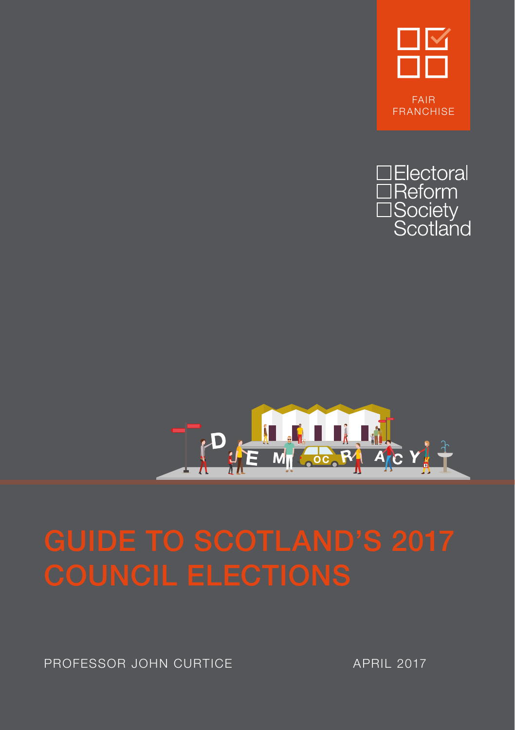FAIR FRANCHISE

Electoral Reform Society Scotland

# GUIDE TO SCOTLAND'S 2017 COUNCIL ELECTIONS

PROFESSOR JOHN CURTICE

APRIL 2017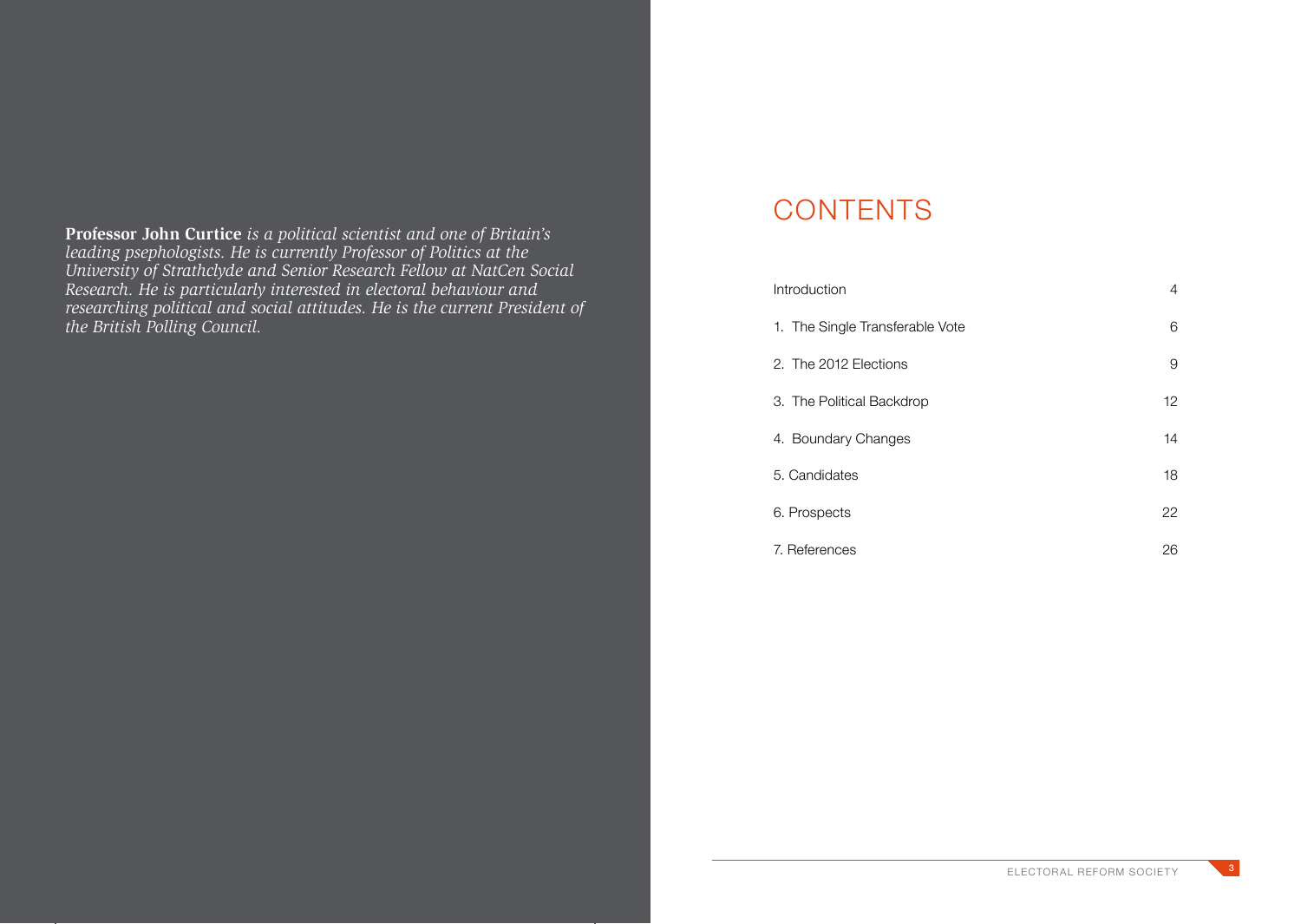**Professor John Curtice** *is a political scientist and one of Britain's leading psephologists. He is currently Professor of Politics at the University of Strathclyde and Senior Research Fellow at NatCen Social Research. He is particularly interested in electoral behaviour and researching political and social attitudes. He is the current President of the British Polling Council.*

# CONTENTS

| | |
|---|---|
| Introduction | 4 |
| 1. The Single Transferable Vote | 6 |
| 2. The 2012 Elections | 9 |
| 3. The Political Backdrop | 12 |
| 4. Boundary Changes | 14 |
| 5. Candidates | 18 |
| 6. Prospects | 22 |
| 7. References | 26 |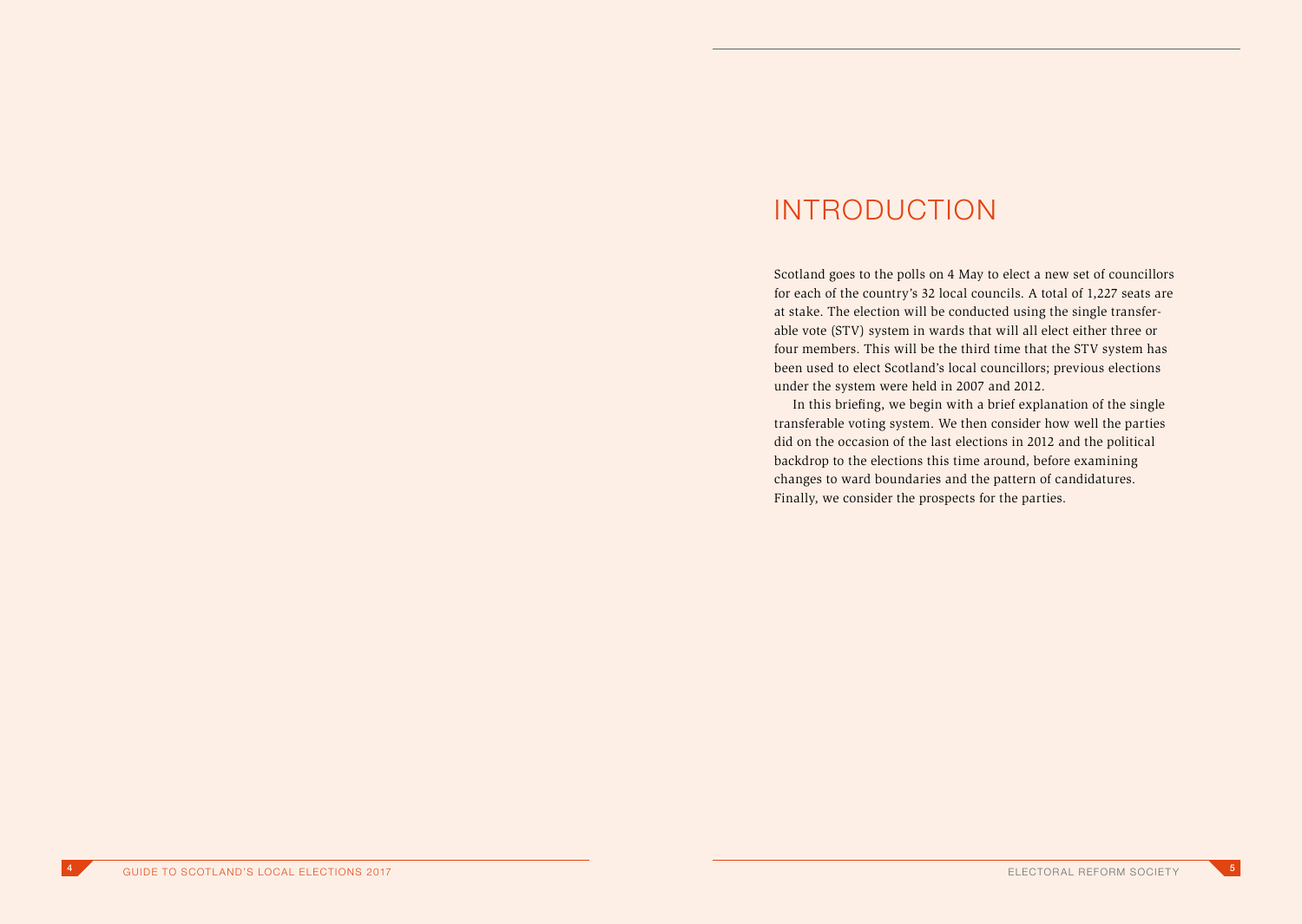# INTRODUCTION

Scotland goes to the polls on 4 May to elect a new set of councillors for each of the country's 32 local councils. A total of 1,227 seats are at stake. The election will be conducted using the single transferable vote (STV) system in wards that will all elect either three or four members. This will be the third time that the STV system has been used to elect Scotland's local councillors; previous elections under the system were held in 2007 and 2012.

In this briefing, we begin with a brief explanation of the single transferable voting system. We then consider how well the parties did on the occasion of the last elections in 2012 and the political backdrop to the elections this time around, before examining changes to ward boundaries and the pattern of candidatures. Finally, we consider the prospects for the parties.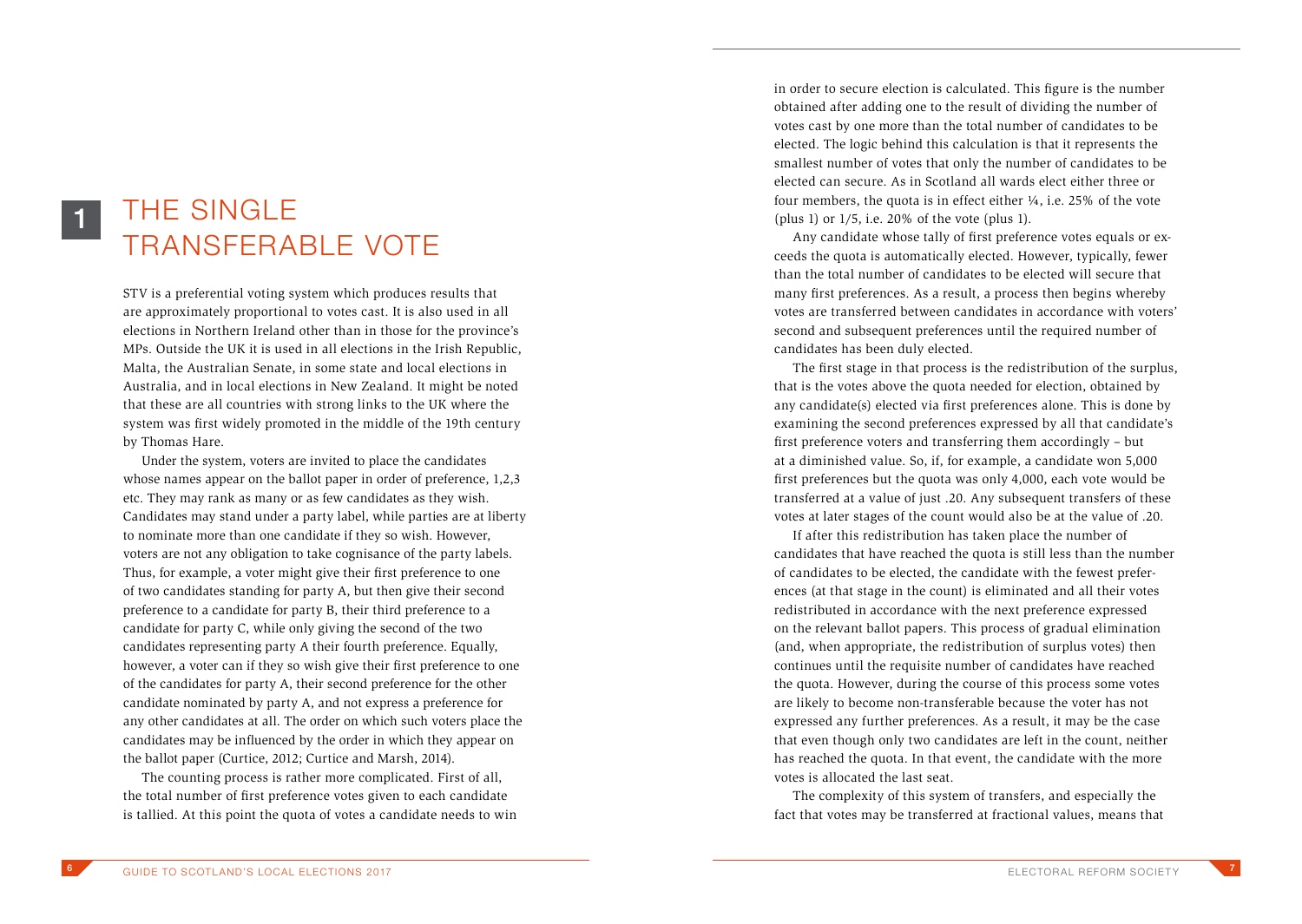# 1 THE SINGLE TRANSFERABLE VOTE

STV is a preferential voting system which produces results that are approximately proportional to votes cast. It is also used in all elections in Northern Ireland other than in those for the province's MPs. Outside the UK it is used in all elections in the Irish Republic, Malta, the Australian Senate, in some state and local elections in Australia, and in local elections in New Zealand. It might be noted that these are all countries with strong links to the UK where the system was first widely promoted in the middle of the 19th century by Thomas Hare.

Under the system, voters are invited to place the candidates whose names appear on the ballot paper in order of preference, 1,2,3 etc. They may rank as many or as few candidates as they wish. Candidates may stand under a party label, while parties are at liberty to nominate more than one candidate if they so wish. However, voters are not any obligation to take cognisance of the party labels. Thus, for example, a voter might give their first preference to one of two candidates standing for party A, but then give their second preference to a candidate for party B, their third preference to a candidate for party C, while only giving the second of the two candidates representing party A their fourth preference. Equally, however, a voter can if they so wish give their first preference to one of the candidates for party A, their second preference for the other candidate nominated by party A, and not express a preference for any other candidates at all. The order on which such voters place the candidates may be influenced by the order in which they appear on the ballot paper (Curtice, 2012; Curtice and Marsh, 2014).

The counting process is rather more complicated. First of all, the total number of first preference votes given to each candidate is tallied. At this point the quota of votes a candidate needs to win in order to secure election is calculated. This figure is the number obtained after adding one to the result of dividing the number of votes cast by one more than the total number of candidates to be elected. The logic behind this calculation is that it represents the smallest number of votes that only the number of candidates to be elected can secure. As in Scotland all wards elect either three or four members, the quota is in effect either ¼, i.e. 25% of the vote (plus 1) or 1/5, i.e. 20% of the vote (plus 1).

Any candidate whose tally of first preference votes equals or exceeds the quota is automatically elected. However, typically, fewer than the total number of candidates to be elected will secure that many first preferences. As a result, a process then begins whereby votes are transferred between candidates in accordance with voters' second and subsequent preferences until the required number of candidates has been duly elected.

The first stage in that process is the redistribution of the surplus, that is the votes above the quota needed for election, obtained by any candidate(s) elected via first preferences alone. This is done by examining the second preferences expressed by all that candidate's first preference voters and transferring them accordingly – but at a diminished value. So, if, for example, a candidate won 5,000 first preferences but the quota was only 4,000, each vote would be transferred at a value of just .20. Any subsequent transfers of these votes at later stages of the count would also be at the value of .20.

If after this redistribution has taken place the number of candidates that have reached the quota is still less than the number of candidates to be elected, the candidate with the fewest preferences (at that stage in the count) is eliminated and all their votes redistributed in accordance with the next preference expressed on the relevant ballot papers. This process of gradual elimination (and, when appropriate, the redistribution of surplus votes) then continues until the requisite number of candidates have reached the quota. However, during the course of this process some votes are likely to become non-transferable because the voter has not expressed any further preferences. As a result, it may be the case that even though only two candidates are left in the count, neither has reached the quota. In that event, the candidate with the more votes is allocated the last seat.

The complexity of this system of transfers, and especially the fact that votes may be transferred at fractional values, means that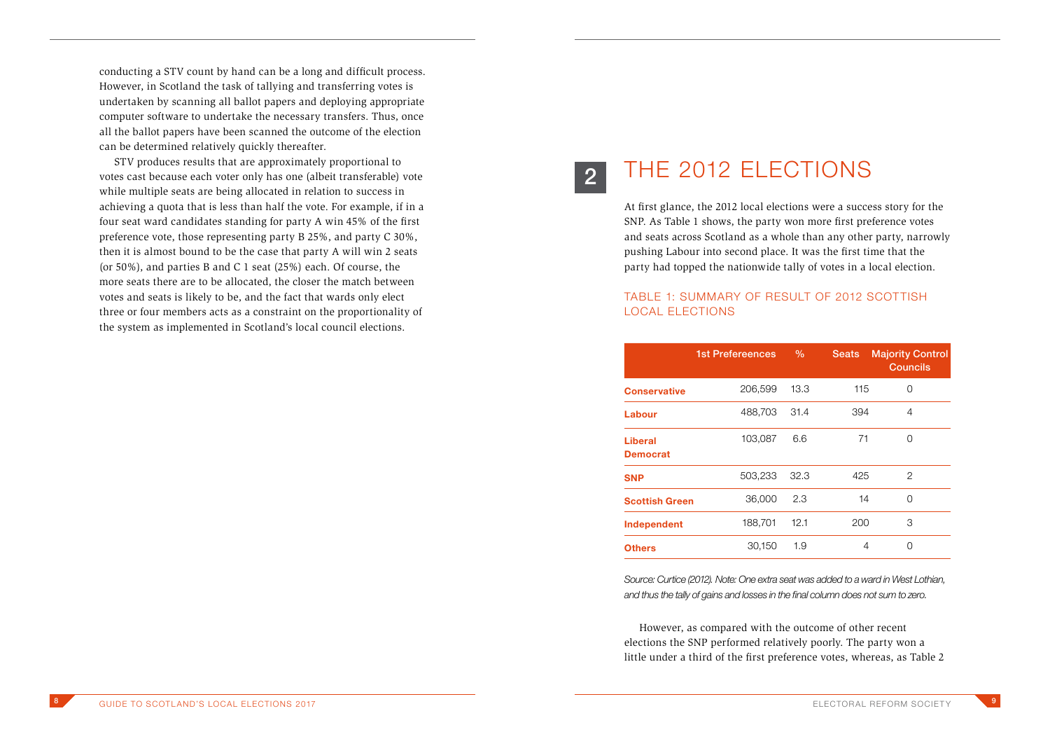conducting a STV count by hand can be a long and difficult process. However, in Scotland the task of tallying and transferring votes is undertaken by scanning all ballot papers and deploying appropriate computer software to undertake the necessary transfers. Thus, once all the ballot papers have been scanned the outcome of the election can be determined relatively quickly thereafter.

STV produces results that are approximately proportional to votes cast because each voter only has one (albeit transferable) vote while multiple seats are being allocated in relation to success in achieving a quota that is less than half the vote. For example, if in a four seat ward candidates standing for party A win 45% of the first preference vote, those representing party B 25%, and party C 30%, then it is almost bound to be the case that party A will win 2 seats (or 50%), and parties B and C 1 seat (25%) each. Of course, the more seats there are to be allocated, the closer the match between votes and seats is likely to be, and the fact that wards only elect three or four members acts as a constraint on the proportionality of the system as implemented in Scotland's local council elections.

# 2 THE 2012 ELECTIONS

At first glance, the 2012 local elections were a success story for the SNP. As Table 1 shows, the party won more first preference votes and seats across Scotland as a whole than any other party, narrowly pushing Labour into second place. It was the first time that the party had topped the nationwide tally of votes in a local election.

### TABLE 1: SUMMARY OF RESULT OF 2012 SCOTTISH LOCAL ELECTIONS

| | 1st Prefereences | % | Seats | Majority Control Councils |
|---|---|---|---|---|
| **Conservative** | 206,599 | 13.3 | 115 | 0 |
| **Labour** | 488,703 | 31.4 | 394 | 4 |
| **Liberal Democrat** | 103,087 | 6.6 | 71 | 0 |
| **SNP** | 503,233 | 32.3 | 425 | 2 |
| **Scottish Green** | 36,000 | 2.3 | 14 | 0 |
| **Independent** | 188,701 | 12.1 | 200 | 3 |
| **Others** | 30,150 | 1.9 | 4 | 0 |

*Source: Curtice (2012). Note: One extra seat was added to a ward in West Lothian, and thus the tally of gains and losses in the final column does not sum to zero.*

However, as compared with the outcome of other recent elections the SNP performed relatively poorly. The party won a little under a third of the first preference votes, whereas, as Table 2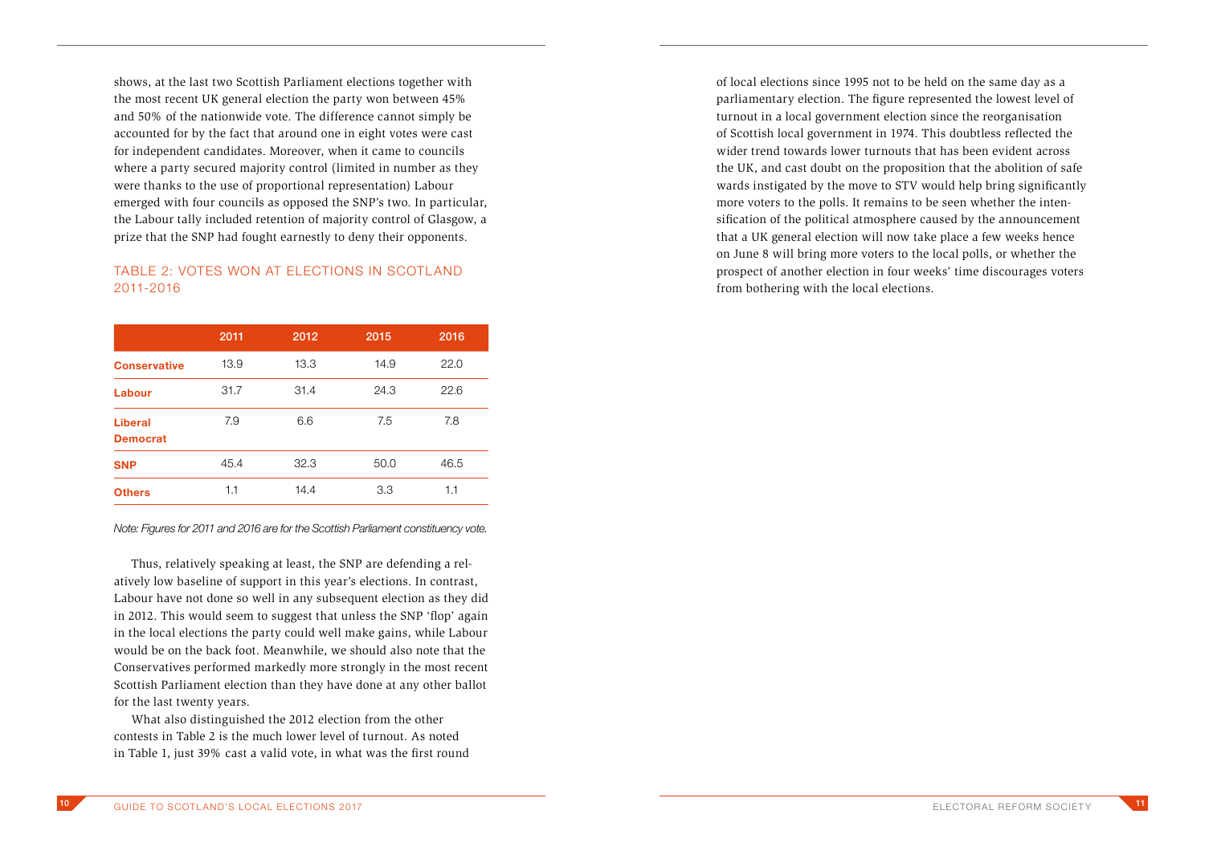shows, at the last two Scottish Parliament elections together with the most recent UK general election the party won between 45% and 50% of the nationwide vote. The difference cannot simply be accounted for by the fact that around one in eight votes were cast for independent candidates. Moreover, when it came to councils where a party secured majority control (limited in number as they were thanks to the use of proportional representation) Labour emerged with four councils as opposed the SNP's two. In particular, the Labour tally included retention of majority control of Glasgow, a prize that the SNP had fought earnestly to deny their opponents.

## TABLE 2: VOTES WON AT ELECTIONS IN SCOTLAND 2011-2016

| | 2011 | 2012 | 2015 | 2016 |
|---|---|---|---|---|
| **Conservative** | 13.9 | 13.3 | 14.9 | 22.0 |
| **Labour** | 31.7 | 31.4 | 24.3 | 22.6 |
| **Liberal Democrat** | 7.9 | 6.6 | 7.5 | 7.8 |
| **SNP** | 45.4 | 32.3 | 50.0 | 46.5 |
| **Others** | 1.1 | 14.4 | 3.3 | 1.1 |

*Note: Figures for 2011 and 2016 are for the Scottish Parliament constituency vote.*

Thus, relatively speaking at least, the SNP are defending a relatively low baseline of support in this year's elections. In contrast, Labour have not done so well in any subsequent election as they did in 2012. This would seem to suggest that unless the SNP 'flop' again in the local elections the party could well make gains, while Labour would be on the back foot. Meanwhile, we should also note that the Conservatives performed markedly more strongly in the most recent Scottish Parliament election than they have done at any other ballot for the last twenty years.

What also distinguished the 2012 election from the other contests in Table 2 is the much lower level of turnout. As noted in Table 1, just 39% cast a valid vote, in what was the first round of local elections since 1995 not to be held on the same day as a parliamentary election. The figure represented the lowest level of turnout in a local government election since the reorganisation of Scottish local government in 1974. This doubtless reflected the wider trend towards lower turnouts that has been evident across the UK, and cast doubt on the proposition that the abolition of safe wards instigated by the move to STV would help bring significantly more voters to the polls. It remains to be seen whether the intensification of the political atmosphere caused by the announcement that a UK general election will now take place a few weeks hence on June 8 will bring more voters to the local polls, or whether the prospect of another election in four weeks' time discourages voters from bothering with the local elections.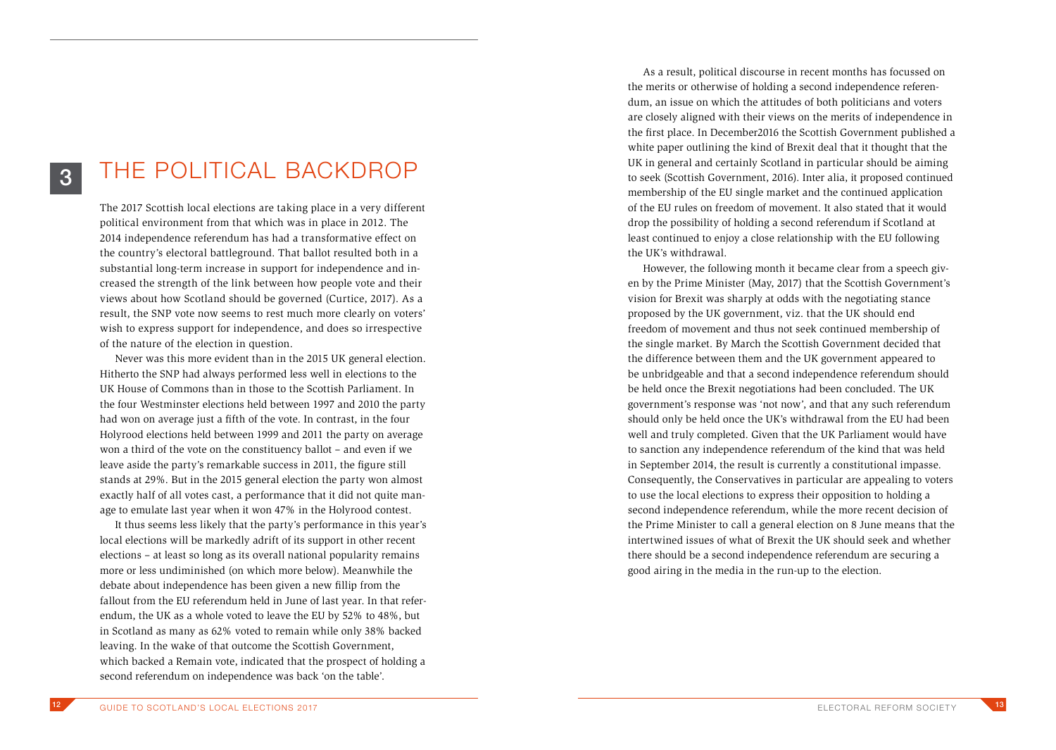# 3 THE POLITICAL BACKDROP

The 2017 Scottish local elections are taking place in a very different political environment from that which was in place in 2012. The 2014 independence referendum has had a transformative effect on the country's electoral battleground. That ballot resulted both in a substantial long-term increase in support for independence and increased the strength of the link between how people vote and their views about how Scotland should be governed (Curtice, 2017). As a result, the SNP vote now seems to rest much more clearly on voters' wish to express support for independence, and does so irrespective of the nature of the election in question.

Never was this more evident than in the 2015 UK general election. Hitherto the SNP had always performed less well in elections to the UK House of Commons than in those to the Scottish Parliament. In the four Westminster elections held between 1997 and 2010 the party had won on average just a fifth of the vote. In contrast, in the four Holyrood elections held between 1999 and 2011 the party on average won a third of the vote on the constituency ballot – and even if we leave aside the party's remarkable success in 2011, the figure still stands at 29%. But in the 2015 general election the party won almost exactly half of all votes cast, a performance that it did not quite manage to emulate last year when it won 47% in the Holyrood contest.

It thus seems less likely that the party's performance in this year's local elections will be markedly adrift of its support in other recent elections – at least so long as its overall national popularity remains more or less undiminished (on which more below). Meanwhile the debate about independence has been given a new fillip from the fallout from the EU referendum held in June of last year. In that referendum, the UK as a whole voted to leave the EU by 52% to 48%, but in Scotland as many as 62% voted to remain while only 38% backed leaving. In the wake of that outcome the Scottish Government, which backed a Remain vote, indicated that the prospect of holding a second referendum on independence was back 'on the table'.

As a result, political discourse in recent months has focussed on the merits or otherwise of holding a second independence referendum, an issue on which the attitudes of both politicians and voters are closely aligned with their views on the merits of independence in the first place. In December2016 the Scottish Government published a white paper outlining the kind of Brexit deal that it thought that the UK in general and certainly Scotland in particular should be aiming to seek (Scottish Government, 2016). Inter alia, it proposed continued membership of the EU single market and the continued application of the EU rules on freedom of movement. It also stated that it would drop the possibility of holding a second referendum if Scotland at least continued to enjoy a close relationship with the EU following the UK's withdrawal.

However, the following month it became clear from a speech given by the Prime Minister (May, 2017) that the Scottish Government's vision for Brexit was sharply at odds with the negotiating stance proposed by the UK government, viz. that the UK should end freedom of movement and thus not seek continued membership of the single market. By March the Scottish Government decided that the difference between them and the UK government appeared to be unbridgeable and that a second independence referendum should be held once the Brexit negotiations had been concluded. The UK government's response was 'not now', and that any such referendum should only be held once the UK's withdrawal from the EU had been well and truly completed. Given that the UK Parliament would have to sanction any independence referendum of the kind that was held in September 2014, the result is currently a constitutional impasse. Consequently, the Conservatives in particular are appealing to voters to use the local elections to express their opposition to holding a second independence referendum, while the more recent decision of the Prime Minister to call a general election on 8 June means that the intertwined issues of what of Brexit the UK should seek and whether there should be a second independence referendum are securing a good airing in the media in the run-up to the election.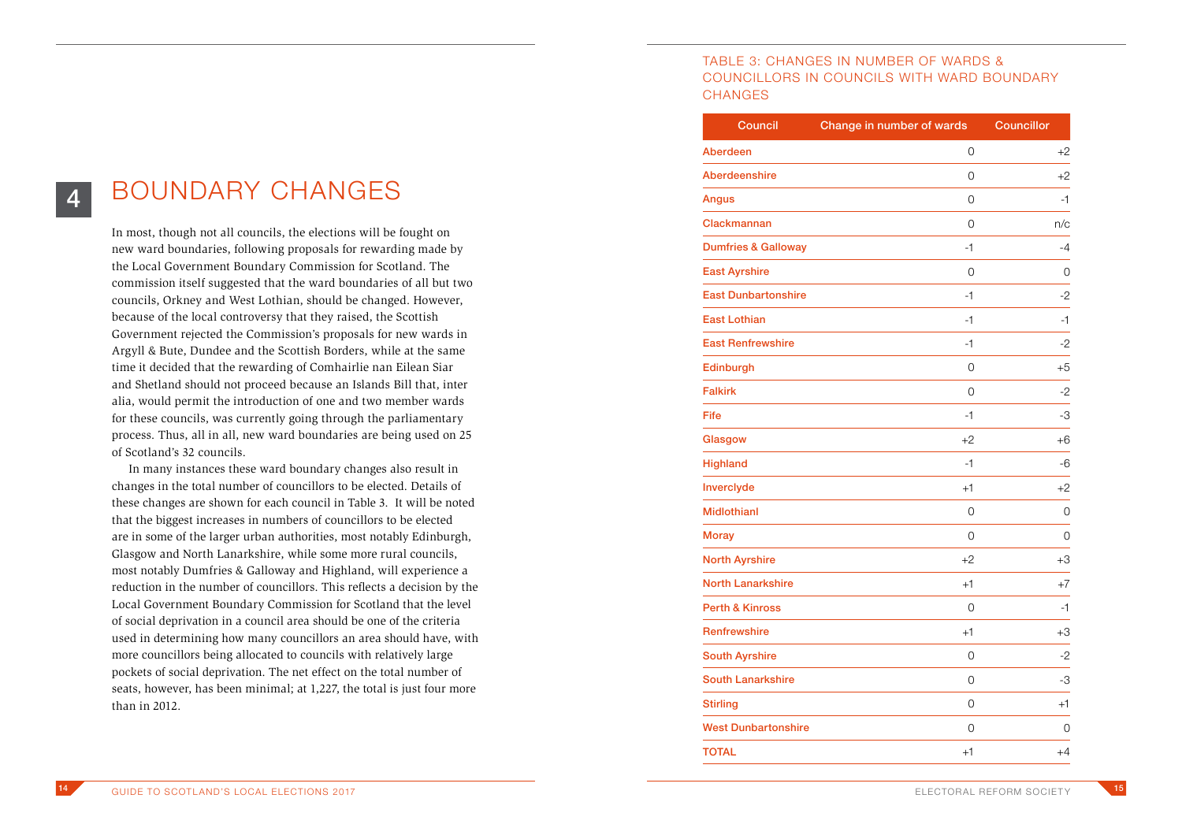# 4 BOUNDARY CHANGES

In most, though not all councils, the elections will be fought on new ward boundaries, following proposals for rewarding made by the Local Government Boundary Commission for Scotland. The commission itself suggested that the ward boundaries of all but two councils, Orkney and West Lothian, should be changed. However, because of the local controversy that they raised, the Scottish Government rejected the Commission's proposals for new wards in Argyll & Bute, Dundee and the Scottish Borders, while at the same time it decided that the rewarding of Comhairlie nan Eilean Siar and Shetland should not proceed because an Islands Bill that, inter alia, would permit the introduction of one and two member wards for these councils, was currently going through the parliamentary process. Thus, all in all, new ward boundaries are being used on 25 of Scotland's 32 councils.

In many instances these ward boundary changes also result in changes in the total number of councillors to be elected. Details of these changes are shown for each council in Table 3. It will be noted that the biggest increases in numbers of councillors to be elected are in some of the larger urban authorities, most notably Edinburgh, Glasgow and North Lanarkshire, while some more rural councils, most notably Dumfries & Galloway and Highland, will experience a reduction in the number of councillors. This reflects a decision by the Local Government Boundary Commission for Scotland that the level of social deprivation in a council area should be one of the criteria used in determining how many councillors an area should have, with more councillors being allocated to councils with relatively large pockets of social deprivation. The net effect on the total number of seats, however, has been minimal; at 1,227, the total is just four more than in 2012.

TABLE 3: CHANGES IN NUMBER OF WARDS & COUNCILLORS IN COUNCILS WITH WARD BOUNDARY CHANGES

| Council | Change in number of wards | Councillor |
|---|---|---|
| Aberdeen | 0 | +2 |
| Aberdeenshire | 0 | +2 |
| Angus | 0 | -1 |
| Clackmannan | 0 | n/c |
| Dumfries & Galloway | -1 | -4 |
| East Ayrshire | 0 | 0 |
| East Dunbartonshire | -1 | -2 |
| East Lothian | -1 | -1 |
| East Renfrewshire | -1 | -2 |
| Edinburgh | 0 | +5 |
| Falkirk | 0 | -2 |
| Fife | -1 | -3 |
| Glasgow | +2 | +6 |
| Highland | -1 | -6 |
| Inverclyde | +1 | +2 |
| Midlothianl | 0 | 0 |
| Moray | 0 | 0 |
| North Ayrshire | +2 | +3 |
| North Lanarkshire | +1 | +7 |
| Perth & Kinross | 0 | -1 |
| Renfrewshire | +1 | +3 |
| South Ayrshire | 0 | -2 |
| South Lanarkshire | 0 | -3 |
| Stirling | 0 | +1 |
| West Dunbartonshire | 0 | 0 |
| TOTAL | +1 | +4 |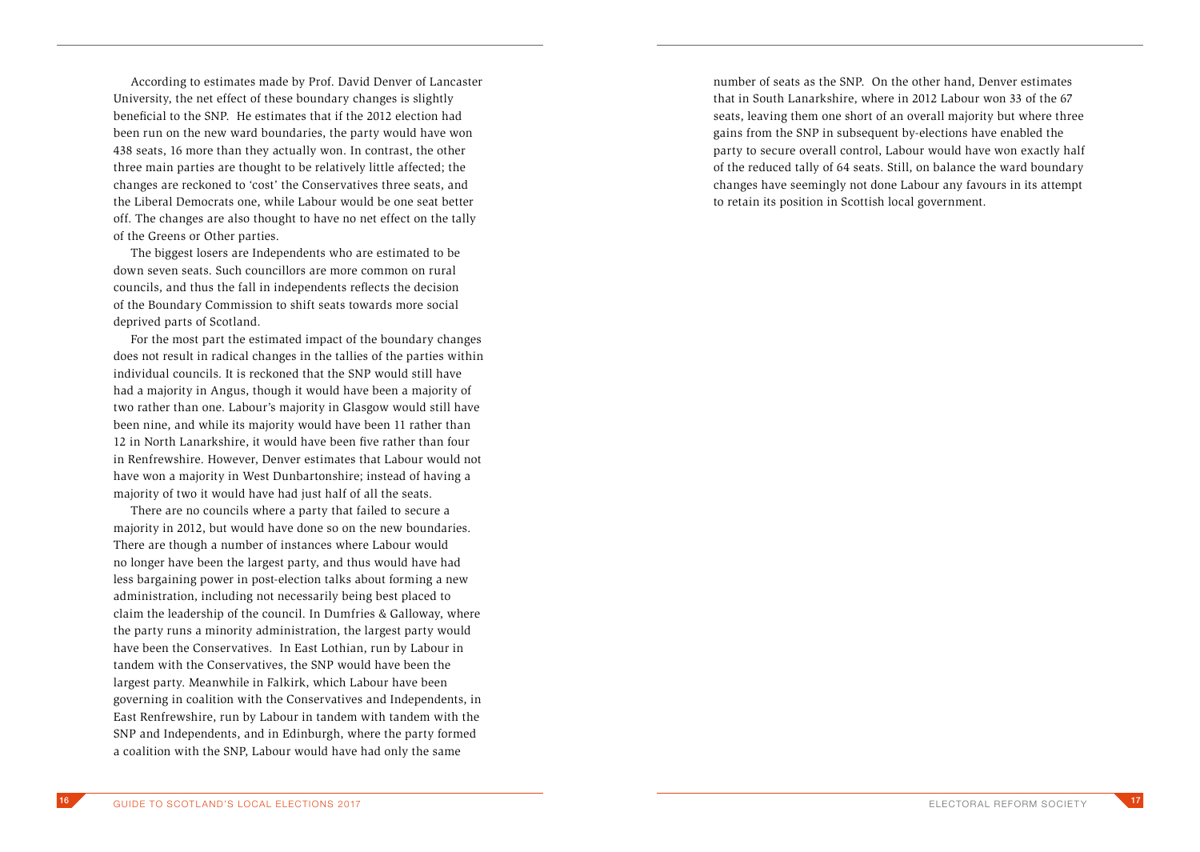According to estimates made by Prof. David Denver of Lancaster University, the net effect of these boundary changes is slightly beneficial to the SNP. He estimates that if the 2012 election had been run on the new ward boundaries, the party would have won 438 seats, 16 more than they actually won. In contrast, the other three main parties are thought to be relatively little affected; the changes are reckoned to 'cost' the Conservatives three seats, and the Liberal Democrats one, while Labour would be one seat better off. The changes are also thought to have no net effect on the tally of the Greens or Other parties.

The biggest losers are Independents who are estimated to be down seven seats. Such councillors are more common on rural councils, and thus the fall in independents reflects the decision of the Boundary Commission to shift seats towards more social deprived parts of Scotland.

For the most part the estimated impact of the boundary changes does not result in radical changes in the tallies of the parties within individual councils. It is reckoned that the SNP would still have had a majority in Angus, though it would have been a majority of two rather than one. Labour's majority in Glasgow would still have been nine, and while its majority would have been 11 rather than 12 in North Lanarkshire, it would have been five rather than four in Renfrewshire. However, Denver estimates that Labour would not have won a majority in West Dunbartonshire; instead of having a majority of two it would have had just half of all the seats.

There are no councils where a party that failed to secure a majority in 2012, but would have done so on the new boundaries. There are though a number of instances where Labour would no longer have been the largest party, and thus would have had less bargaining power in post-election talks about forming a new administration, including not necessarily being best placed to claim the leadership of the council. In Dumfries & Galloway, where the party runs a minority administration, the largest party would have been the Conservatives. In East Lothian, run by Labour in tandem with the Conservatives, the SNP would have been the largest party. Meanwhile in Falkirk, which Labour have been governing in coalition with the Conservatives and Independents, in East Renfrewshire, run by Labour in tandem with tandem with the SNP and Independents, and in Edinburgh, where the party formed a coalition with the SNP, Labour would have had only the same number of seats as the SNP. On the other hand, Denver estimates that in South Lanarkshire, where in 2012 Labour won 33 of the 67 seats, leaving them one short of an overall majority but where three gains from the SNP in subsequent by-elections have enabled the party to secure overall control, Labour would have won exactly half of the reduced tally of 64 seats. Still, on balance the ward boundary changes have seemingly not done Labour any favours in its attempt to retain its position in Scottish local government.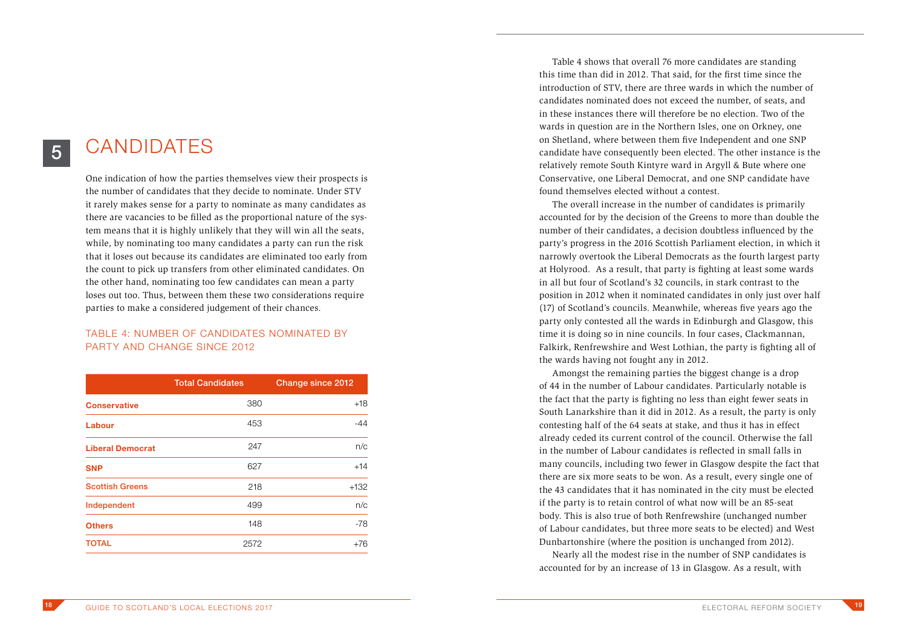# 5 CANDIDATES

One indication of how the parties themselves view their prospects is the number of candidates that they decide to nominate. Under STV it rarely makes sense for a party to nominate as many candidates as there are vacancies to be filled as the proportional nature of the system means that it is highly unlikely that they will win all the seats, while, by nominating too many candidates a party can run the risk that it loses out because its candidates are eliminated too early from the count to pick up transfers from other eliminated candidates. On the other hand, nominating too few candidates can mean a party loses out too. Thus, between them these two considerations require parties to make a considered judgement of their chances.

### TABLE 4: NUMBER OF CANDIDATES NOMINATED BY PARTY AND CHANGE SINCE 2012

| | Total Candidates | Change since 2012 |
|---|---|---|
| **Conservative** | 380 | +18 |
| **Labour** | 453 | -44 |
| **Liberal Democrat** | 247 | n/c |
| **SNP** | 627 | +14 |
| **Scottish Greens** | 218 | +132 |
| **Independent** | 499 | n/c |
| **Others** | 148 | -78 |
| **TOTAL** | 2572 | +76 |

Table 4 shows that overall 76 more candidates are standing this time than did in 2012. That said, for the first time since the introduction of STV, there are three wards in which the number of candidates nominated does not exceed the number, of seats, and in these instances there will therefore be no election. Two of the wards in question are in the Northern Isles, one on Orkney, one on Shetland, where between them five Independent and one SNP candidate have consequently been elected. The other instance is the relatively remote South Kintyre ward in Argyll & Bute where one Conservative, one Liberal Democrat, and one SNP candidate have found themselves elected without a contest.

The overall increase in the number of candidates is primarily accounted for by the decision of the Greens to more than double the number of their candidates, a decision doubtless influenced by the party's progress in the 2016 Scottish Parliament election, in which it narrowly overtook the Liberal Democrats as the fourth largest party at Holyrood. As a result, that party is fighting at least some wards in all but four of Scotland's 32 councils, in stark contrast to the position in 2012 when it nominated candidates in only just over half (17) of Scotland's councils. Meanwhile, whereas five years ago the party only contested all the wards in Edinburgh and Glasgow, this time it is doing so in nine councils. In four cases, Clackmannan, Falkirk, Renfrewshire and West Lothian, the party is fighting all of the wards having not fought any in 2012.

Amongst the remaining parties the biggest change is a drop of 44 in the number of Labour candidates. Particularly notable is the fact that the party is fighting no less than eight fewer seats in South Lanarkshire than it did in 2012. As a result, the party is only contesting half of the 64 seats at stake, and thus it has in effect already ceded its current control of the council. Otherwise the fall in the number of Labour candidates is reflected in small falls in many councils, including two fewer in Glasgow despite the fact that there are six more seats to be won. As a result, every single one of the 43 candidates that it has nominated in the city must be elected if the party is to retain control of what now will be an 85-seat body. This is also true of both Renfrewshire (unchanged number of Labour candidates, but three more seats to be elected) and West Dunbartonshire (where the position is unchanged from 2012).

Nearly all the modest rise in the number of SNP candidates is accounted for by an increase of 13 in Glasgow. As a result, with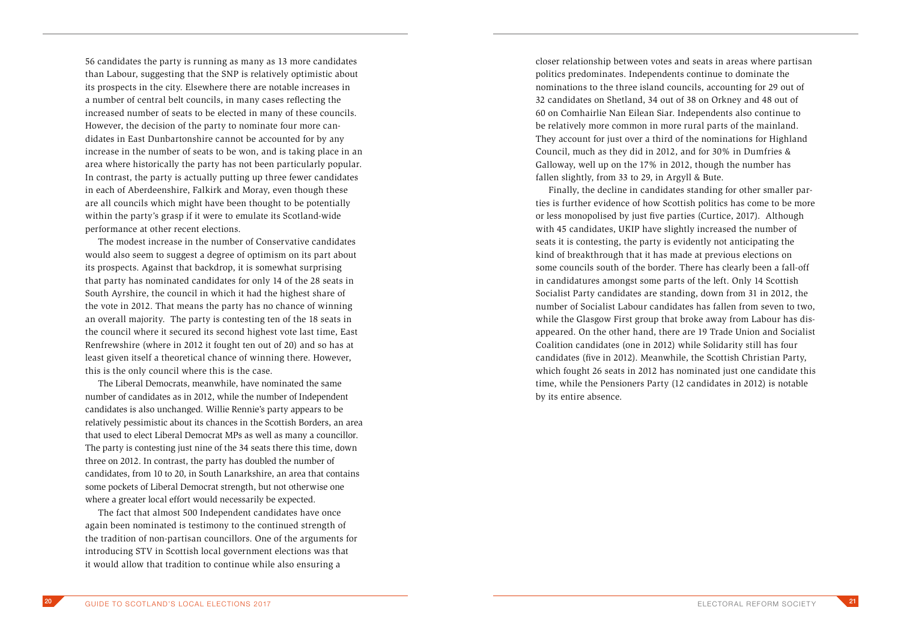56 candidates the party is running as many as 13 more candidates than Labour, suggesting that the SNP is relatively optimistic about its prospects in the city. Elsewhere there are notable increases in a number of central belt councils, in many cases reflecting the increased number of seats to be elected in many of these councils. However, the decision of the party to nominate four more candidates in East Dunbartonshire cannot be accounted for by any increase in the number of seats to be won, and is taking place in an area where historically the party has not been particularly popular. In contrast, the party is actually putting up three fewer candidates in each of Aberdeenshire, Falkirk and Moray, even though these are all councils which might have been thought to be potentially within the party's grasp if it were to emulate its Scotland-wide performance at other recent elections.

The modest increase in the number of Conservative candidates would also seem to suggest a degree of optimism on its part about its prospects. Against that backdrop, it is somewhat surprising that party has nominated candidates for only 14 of the 28 seats in South Ayrshire, the council in which it had the highest share of the vote in 2012. That means the party has no chance of winning an overall majority. The party is contesting ten of the 18 seats in the council where it secured its second highest vote last time, East Renfrewshire (where in 2012 it fought ten out of 20) and so has at least given itself a theoretical chance of winning there. However, this is the only council where this is the case.

The Liberal Democrats, meanwhile, have nominated the same number of candidates as in 2012, while the number of Independent candidates is also unchanged. Willie Rennie's party appears to be relatively pessimistic about its chances in the Scottish Borders, an area that used to elect Liberal Democrat MPs as well as many a councillor. The party is contesting just nine of the 34 seats there this time, down three on 2012. In contrast, the party has doubled the number of candidates, from 10 to 20, in South Lanarkshire, an area that contains some pockets of Liberal Democrat strength, but not otherwise one where a greater local effort would necessarily be expected.

The fact that almost 500 Independent candidates have once again been nominated is testimony to the continued strength of the tradition of non-partisan councillors. One of the arguments for introducing STV in Scottish local government elections was that it would allow that tradition to continue while also ensuring a closer relationship between votes and seats in areas where partisan politics predominates. Independents continue to dominate the nominations to the three island councils, accounting for 29 out of 32 candidates on Shetland, 34 out of 38 on Orkney and 48 out of 60 on Comhairlie Nan Eilean Siar. Independents also continue to be relatively more common in more rural parts of the mainland. They account for just over a third of the nominations for Highland Council, much as they did in 2012, and for 30% in Dumfries & Galloway, well up on the 17% in 2012, though the number has fallen slightly, from 33 to 29, in Argyll & Bute.

Finally, the decline in candidates standing for other smaller parties is further evidence of how Scottish politics has come to be more or less monopolised by just five parties (Curtice, 2017). Although with 45 candidates, UKIP have slightly increased the number of seats it is contesting, the party is evidently not anticipating the kind of breakthrough that it has made at previous elections on some councils south of the border. There has clearly been a fall-off in candidatures amongst some parts of the left. Only 14 Scottish Socialist Party candidates are standing, down from 31 in 2012, the number of Socialist Labour candidates has fallen from seven to two, while the Glasgow First group that broke away from Labour has disappeared. On the other hand, there are 19 Trade Union and Socialist Coalition candidates (one in 2012) while Solidarity still has four candidates (five in 2012). Meanwhile, the Scottish Christian Party, which fought 26 seats in 2012 has nominated just one candidate this time, while the Pensioners Party (12 candidates in 2012) is notable by its entire absence.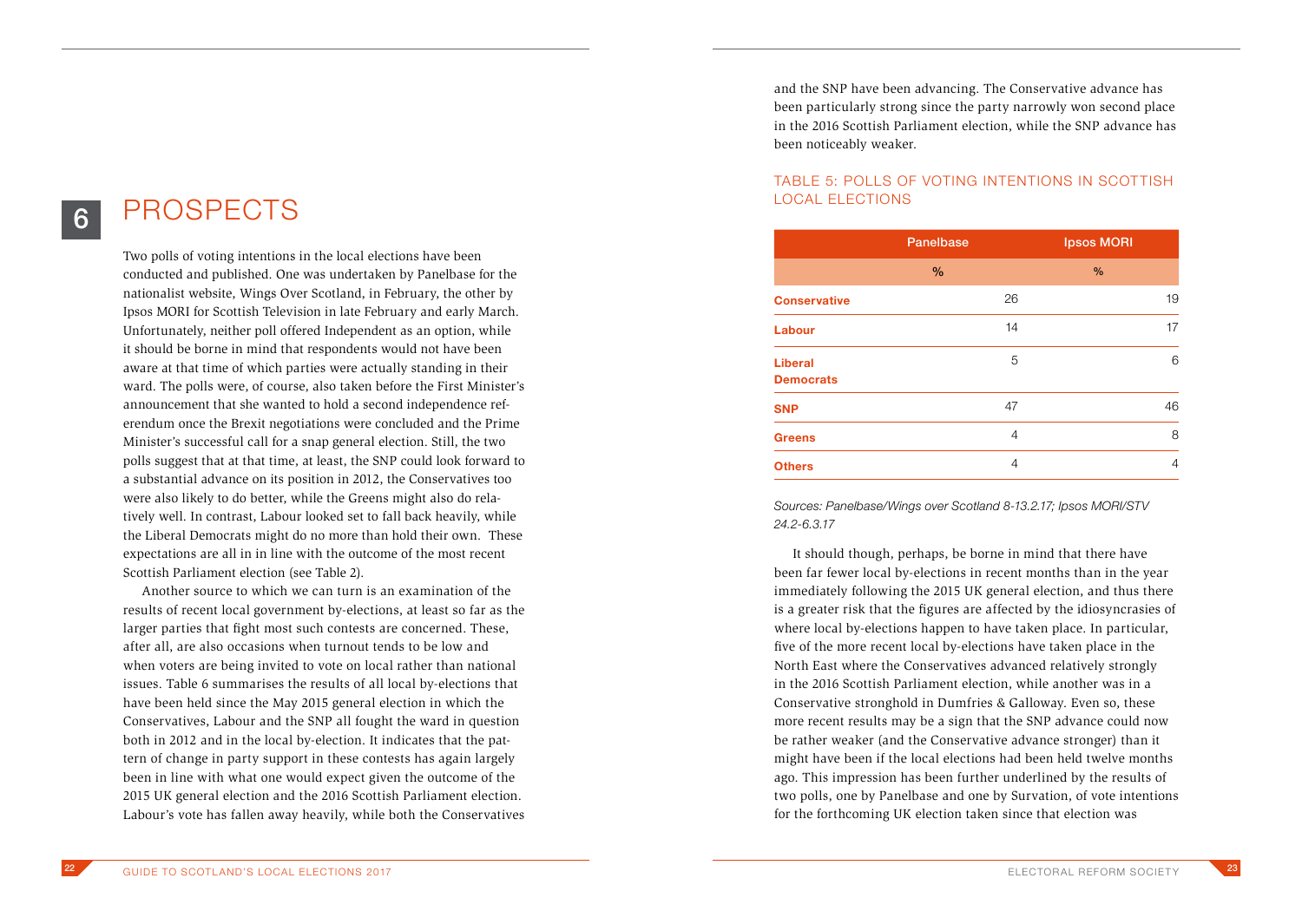# 6 PROSPECTS

Two polls of voting intentions in the local elections have been conducted and published. One was undertaken by Panelbase for the nationalist website, Wings Over Scotland, in February, the other by Ipsos MORI for Scottish Television in late February and early March. Unfortunately, neither poll offered Independent as an option, while it should be borne in mind that respondents would not have been aware at that time of which parties were actually standing in their ward. The polls were, of course, also taken before the First Minister's announcement that she wanted to hold a second independence referendum once the Brexit negotiations were concluded and the Prime Minister's successful call for a snap general election. Still, the two polls suggest that at that time, at least, the SNP could look forward to a substantial advance on its position in 2012, the Conservatives too were also likely to do better, while the Greens might also do relatively well. In contrast, Labour looked set to fall back heavily, while the Liberal Democrats might do no more than hold their own. These expectations are all in in line with the outcome of the most recent Scottish Parliament election (see Table 2).

Another source to which we can turn is an examination of the results of recent local government by-elections, at least so far as the larger parties that fight most such contests are concerned. These, after all, are also occasions when turnout tends to be low and when voters are being invited to vote on local rather than national issues. Table 6 summarises the results of all local by-elections that have been held since the May 2015 general election in which the Conservatives, Labour and the SNP all fought the ward in question both in 2012 and in the local by-election. It indicates that the pattern of change in party support in these contests has again largely been in line with what one would expect given the outcome of the 2015 UK general election and the 2016 Scottish Parliament election. Labour's vote has fallen away heavily, while both the Conservatives and the SNP have been advancing. The Conservative advance has been particularly strong since the party narrowly won second place in the 2016 Scottish Parliament election, while the SNP advance has been noticeably weaker.

### TABLE 5: POLLS OF VOTING INTENTIONS IN SCOTTISH LOCAL ELECTIONS

| | Panelbase | Ipsos MORI |
|---|---|---|
| | % | % |
| **Conservative** | 26 | 19 |
| **Labour** | 14 | 17 |
| **Liberal Democrats** | 5 | 6 |
| **SNP** | 47 | 46 |
| **Greens** | 4 | 8 |
| **Others** | 4 | 4 |

*Sources: Panelbase/Wings over Scotland 8-13.2.17; Ipsos MORI/STV 24.2-6.3.17*

It should though, perhaps, be borne in mind that there have been far fewer local by-elections in recent months than in the year immediately following the 2015 UK general election, and thus there is a greater risk that the figures are affected by the idiosyncrasies of where local by-elections happen to have taken place. In particular, five of the more recent local by-elections have taken place in the North East where the Conservatives advanced relatively strongly in the 2016 Scottish Parliament election, while another was in a Conservative stronghold in Dumfries & Galloway. Even so, these more recent results may be a sign that the SNP advance could now be rather weaker (and the Conservative advance stronger) than it might have been if the local elections had been held twelve months ago. This impression has been further underlined by the results of two polls, one by Panelbase and one by Survation, of vote intentions for the forthcoming UK election taken since that election was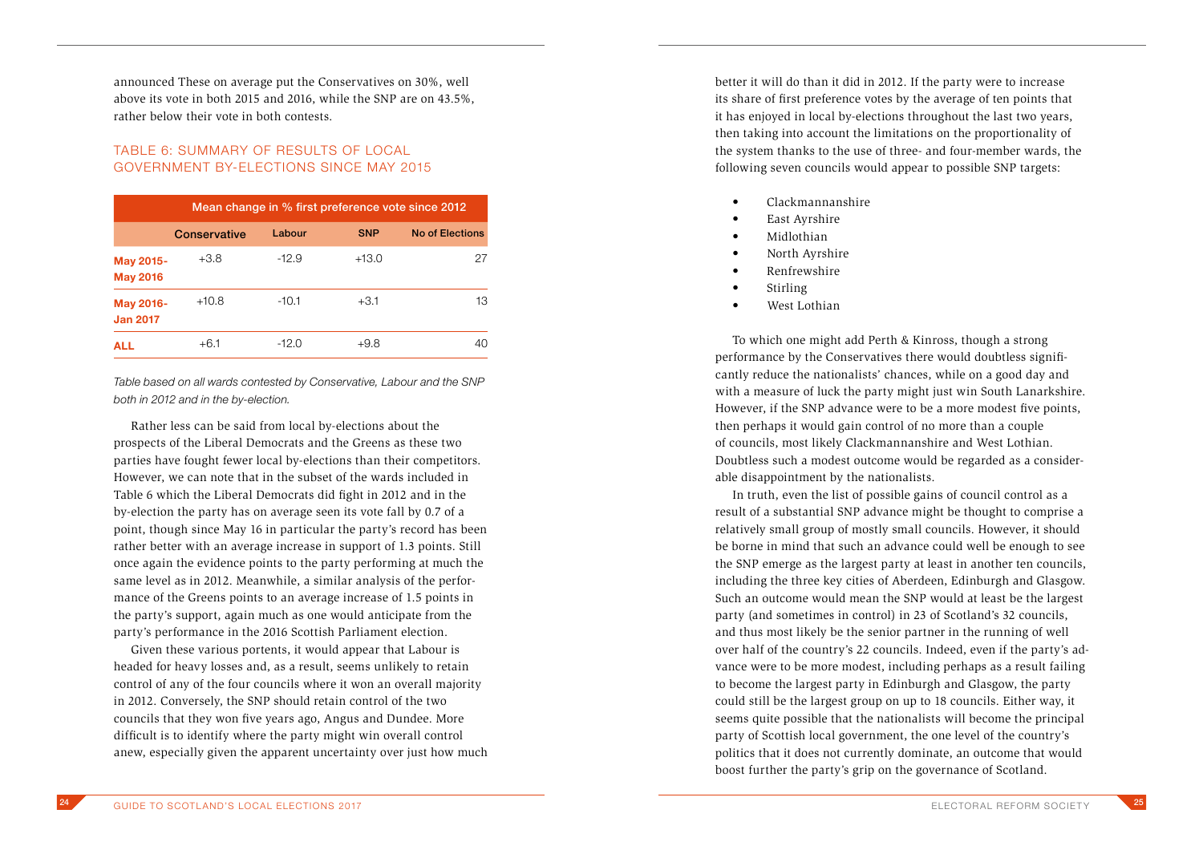announced These on average put the Conservatives on 30%, well above its vote in both 2015 and 2016, while the SNP are on 43.5%, rather below their vote in both contests.

## TABLE 6: SUMMARY OF RESULTS OF LOCAL GOVERNMENT BY-ELECTIONS SINCE MAY 2015

| | Mean change in % first preference vote since 2012 | | | |
|---|---|---|---|---|
| | **Conservative** | **Labour** | **SNP** | **No of Elections** |
| **May 2015-May 2016** | +3.8 | -12.9 | +13.0 | 27 |
| **May 2016-Jan 2017** | +10.8 | -10.1 | +3.1 | 13 |
| **ALL** | +6.1 | -12.0 | +9.8 | 40 |

*Table based on all wards contested by Conservative, Labour and the SNP both in 2012 and in the by-election.*

Rather less can be said from local by-elections about the prospects of the Liberal Democrats and the Greens as these two parties have fought fewer local by-elections than their competitors. However, we can note that in the subset of the wards included in Table 6 which the Liberal Democrats did fight in 2012 and in the by-election the party has on average seen its vote fall by 0.7 of a point, though since May 16 in particular the party's record has been rather better with an average increase in support of 1.3 points. Still once again the evidence points to the party performing at much the same level as in 2012. Meanwhile, a similar analysis of the performance of the Greens points to an average increase of 1.5 points in the party's support, again much as one would anticipate from the party's performance in the 2016 Scottish Parliament election.

Given these various portents, it would appear that Labour is headed for heavy losses and, as a result, seems unlikely to retain control of any of the four councils where it won an overall majority in 2012. Conversely, the SNP should retain control of the two councils that they won five years ago, Angus and Dundee. More difficult is to identify where the party might win overall control anew, especially given the apparent uncertainty over just how much better it will do than it did in 2012. If the party were to increase its share of first preference votes by the average of ten points that it has enjoyed in local by-elections throughout the last two years, then taking into account the limitations on the proportionality of the system thanks to the use of three- and four-member wards, the following seven councils would appear to possible SNP targets:

- Clackmannanshire
- East Ayrshire
- Midlothian
- North Ayrshire
- Renfrewshire
- Stirling
- West Lothian

To which one might add Perth & Kinross, though a strong performance by the Conservatives there would doubtless significantly reduce the nationalists' chances, while on a good day and with a measure of luck the party might just win South Lanarkshire. However, if the SNP advance were to be a more modest five points, then perhaps it would gain control of no more than a couple of councils, most likely Clackmannanshire and West Lothian. Doubtless such a modest outcome would be regarded as a considerable disappointment by the nationalists.

In truth, even the list of possible gains of council control as a result of a substantial SNP advance might be thought to comprise a relatively small group of mostly small councils. However, it should be borne in mind that such an advance could well be enough to see the SNP emerge as the largest party at least in another ten councils, including the three key cities of Aberdeen, Edinburgh and Glasgow. Such an outcome would mean the SNP would at least be the largest party (and sometimes in control) in 23 of Scotland's 32 councils, and thus most likely be the senior partner in the running of well over half of the country's 22 councils. Indeed, even if the party's advance were to be more modest, including perhaps as a result failing to become the largest party in Edinburgh and Glasgow, the party could still be the largest group on up to 18 councils. Either way, it seems quite possible that the nationalists will become the principal party of Scottish local government, the one level of the country's politics that it does not currently dominate, an outcome that would boost further the party's grip on the governance of Scotland.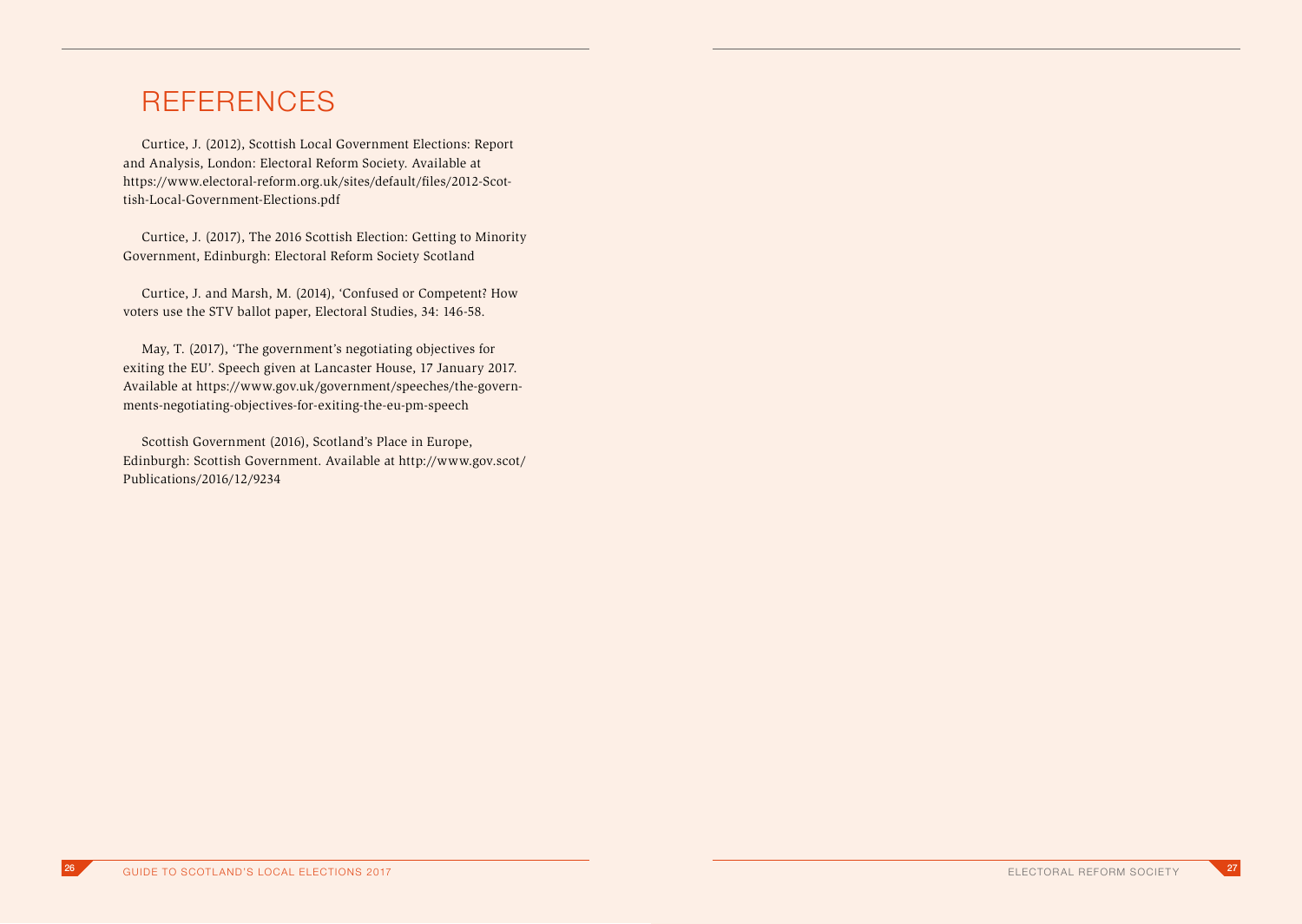# REFERENCES

Curtice, J. (2012), Scottish Local Government Elections: Report and Analysis, London: Electoral Reform Society. Available at https://www.electoral-reform.org.uk/sites/default/files/2012-Scottish-Local-Government-Elections.pdf

Curtice, J. (2017), The 2016 Scottish Election: Getting to Minority Government, Edinburgh: Electoral Reform Society Scotland

Curtice, J. and Marsh, M. (2014), 'Confused or Competent? How voters use the STV ballot paper, Electoral Studies, 34: 146-58.

May, T. (2017), 'The government's negotiating objectives for exiting the EU'. Speech given at Lancaster House, 17 January 2017. Available at https://www.gov.uk/government/speeches/the-governments-negotiating-objectives-for-exiting-the-eu-pm-speech

Scottish Government (2016), Scotland's Place in Europe, Edinburgh: Scottish Government. Available at http://www.gov.scot/Publications/2016/12/9234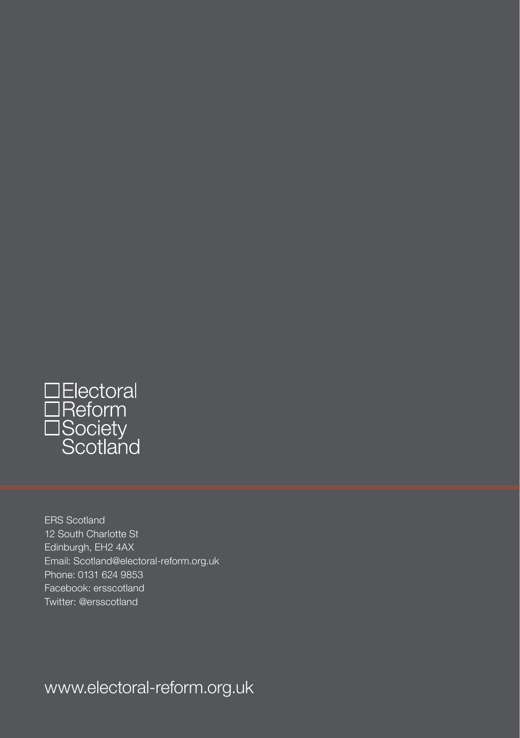☐Electoral
☐Reform
☐Society
Scotland

ERS Scotland
12 South Charlotte St
Edinburgh, EH2 4AX
Email: Scotland@electoral-reform.org.uk
Phone: 0131 624 9853
Facebook: ersscotland
Twitter: @ersscotland

www.electoral-reform.org.uk